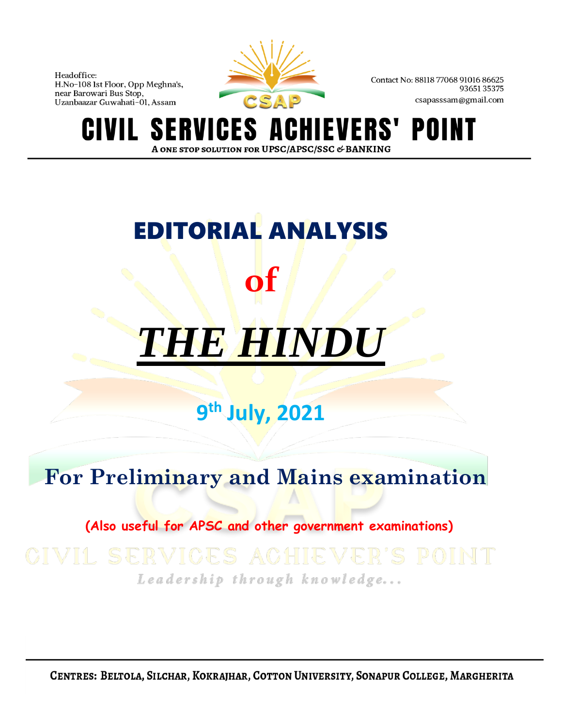Headoffice:
H.No-108 Ist Floor, Opp Meghna's,
near Barowari Bus Stop,
Uzanbaazar Guwahati-01, Assam

Contact No: 88118 77068 91016 86625
93651 35375
csapasssam@gmail.com

# CIVIL SERVICES ACHIEVERS' POINT

A ONE STOP SOLUTION FOR UPSC/APSC/SSC & BANKING

# EDITORIAL ANALYSIS

# of

# ***THE HINDU***

## 9th July, 2021

## For Preliminary and Mains examination

**(Also useful for APSC and other government examinations)**

CIVIL SERVICES ACHIEVER'S POINT

*Leadership through knowledge...*

**CENTRES: BELTOLA, SILCHAR, KOKRAJHAR, COTTON UNIVERSITY, SONAPUR COLLEGE, MARGHERITA**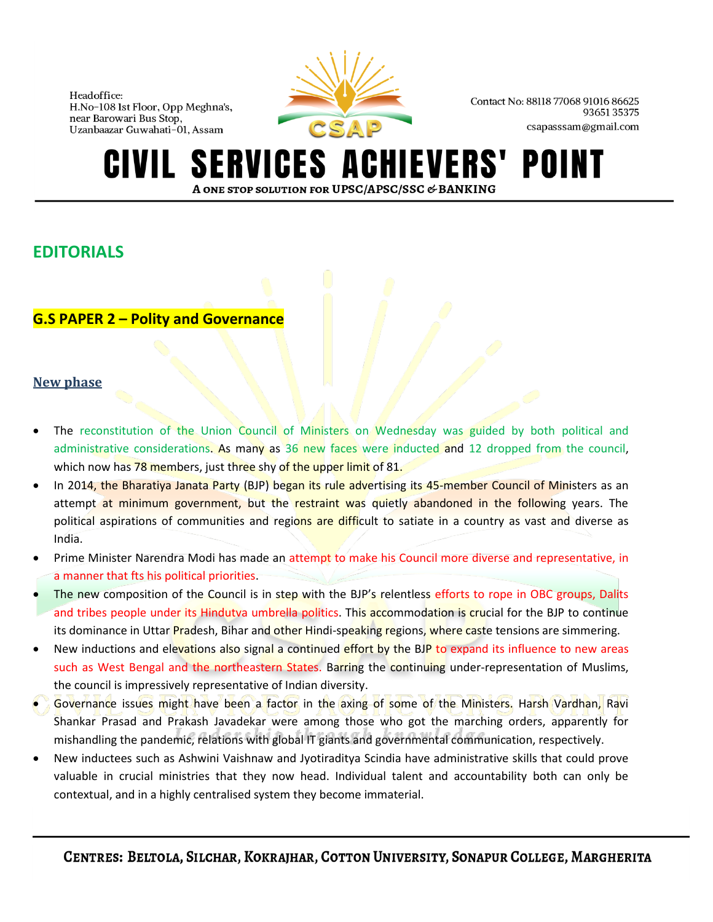## EDITORIALS

### G.S PAPER 2 – Polity and Governance

#### New phase

- The reconstitution of the Union Council of Ministers on Wednesday was guided by both political and administrative considerations. As many as 36 new faces were inducted and 12 dropped from the council, which now has 78 members, just three shy of the upper limit of 81.
- In 2014, the Bharatiya Janata Party (BJP) began its rule advertising its 45-member Council of Ministers as an attempt at minimum government, but the restraint was quietly abandoned in the following years. The political aspirations of communities and regions are difficult to satiate in a country as vast and diverse as India.
- Prime Minister Narendra Modi has made an attempt to make his Council more diverse and representative, in a manner that fts his political priorities.
- The new composition of the Council is in step with the BJP's relentless efforts to rope in OBC groups, Dalits and tribes people under its Hindutva umbrella politics. This accommodation is crucial for the BJP to continue its dominance in Uttar Pradesh, Bihar and other Hindi-speaking regions, where caste tensions are simmering.
- New inductions and elevations also signal a continued effort by the BJP to expand its influence to new areas such as West Bengal and the northeastern States. Barring the continuing under-representation of Muslims, the council is impressively representative of Indian diversity.
- Governance issues might have been a factor in the axing of some of the Ministers. Harsh Vardhan, Ravi Shankar Prasad and Prakash Javadekar were among those who got the marching orders, apparently for mishandling the pandemic, relations with global IT giants and governmental communication, respectively.
- New inductees such as Ashwini Vaishnaw and Jyotiraditya Scindia have administrative skills that could prove valuable in crucial ministries that they now head. Individual talent and accountability both can only be contextual, and in a highly centralised system they become immaterial.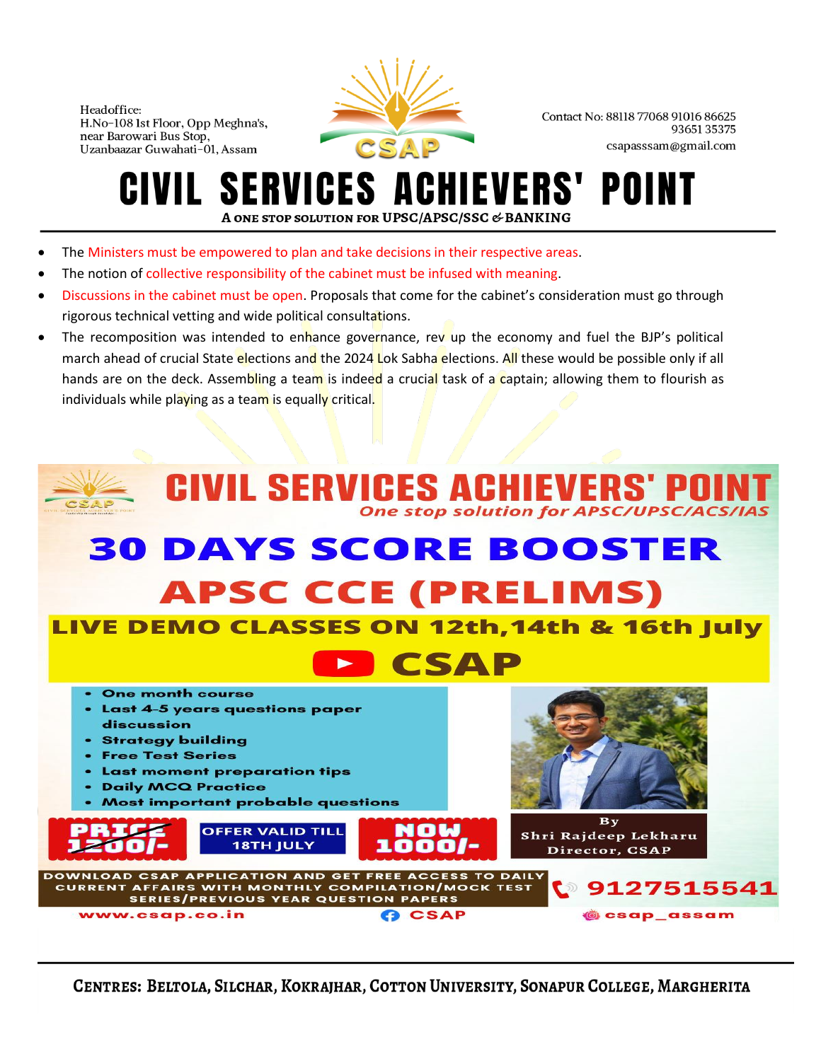- The Ministers must be empowered to plan and take decisions in their respective areas.
- The notion of collective responsibility of the cabinet must be infused with meaning.
- Discussions in the cabinet must be open. Proposals that come for the cabinet's consideration must go through rigorous technical vetting and wide political consultations.
- The recomposition was intended to enhance governance, rev up the economy and fuel the BJP's political march ahead of crucial State elections and the 2024 Lok Sabha elections. All these would be possible only if all hands are on the deck. Assembling a team is indeed a crucial task of a captain; allowing them to flourish as individuals while playing as a team is equally critical.

# CIVIL SERVICES ACHIEVERS' POINT

*One stop solution for APSC/UPSC/ACS/IAS*

## 30 DAYS SCORE BOOSTER

## APSC CCE (PRELIMS)

**LIVE DEMO CLASSES ON 12th,14th & 16th July**

CSAP

- One month course
- Last 4-5 years questions paper discussion
- Strategy building
- Free Test Series
- Last moment preparation tips
- Daily MCQ Practice
- Most important probable questions

By Shri Rajdeep Lekharu, Director, CSAP

~~PRICE 1200/-~~ OFFER VALID TILL 18TH JULY NOW 1000/-

DOWNLOAD CSAP APPLICATION AND GET FREE ACCESS TO DAILY CURRENT AFFAIRS WITH MONTHLY COMPILATION/MOCK TEST SERIES/PREVIOUS YEAR QUESTION PAPERS

9127515541

www.csap.co.in | CSAP | csap_assam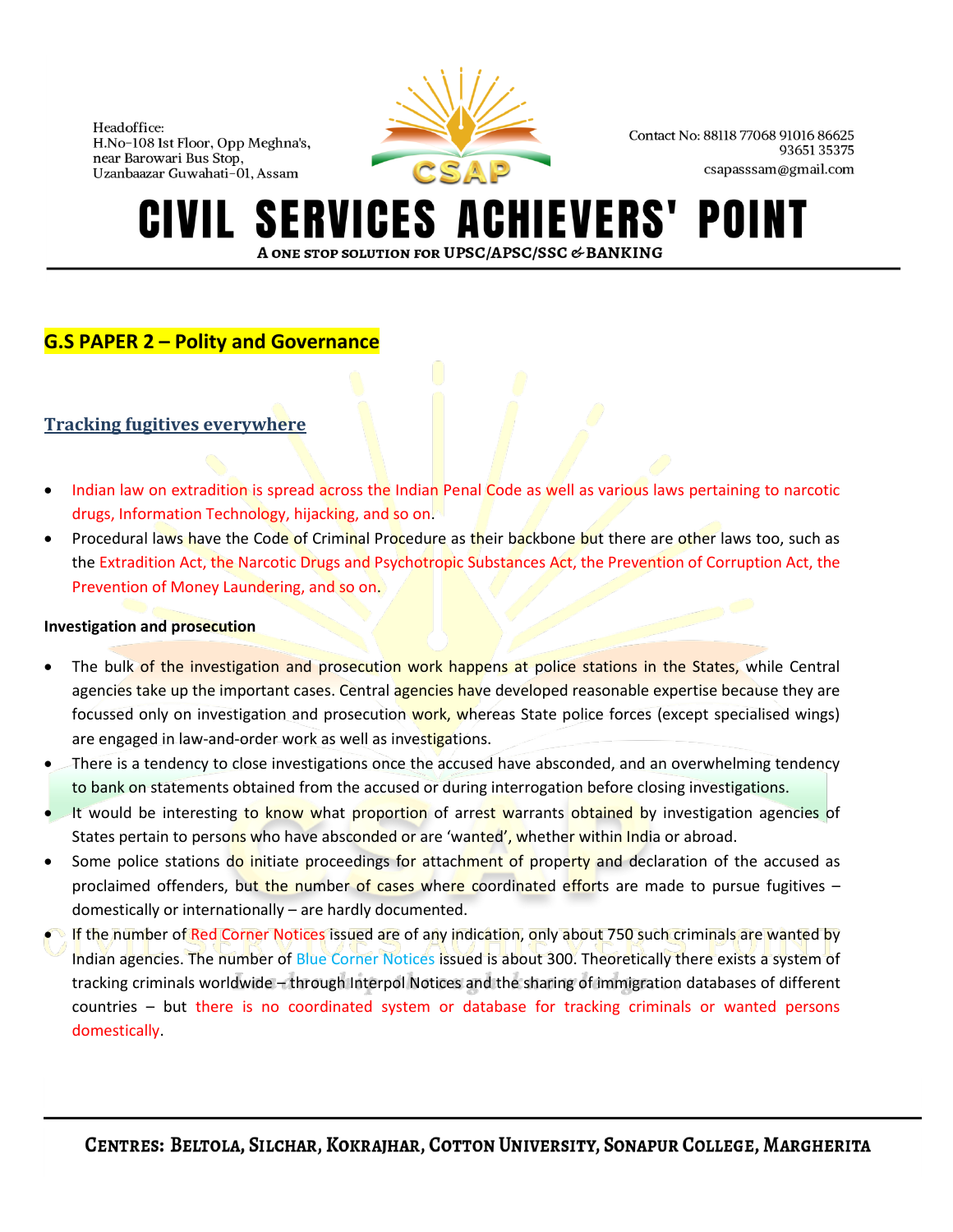## G.S PAPER 2 – Polity and Governance

### Tracking fugitives everywhere

- Indian law on extradition is spread across the Indian Penal Code as well as various laws pertaining to narcotic drugs, Information Technology, hijacking, and so on.
- Procedural laws have the Code of Criminal Procedure as their backbone but there are other laws too, such as the Extradition Act, the Narcotic Drugs and Psychotropic Substances Act, the Prevention of Corruption Act, the Prevention of Money Laundering, and so on.

**Investigation and prosecution**

- The bulk of the investigation and prosecution work happens at police stations in the States, while Central agencies take up the important cases. Central agencies have developed reasonable expertise because they are focussed only on investigation and prosecution work, whereas State police forces (except specialised wings) are engaged in law-and-order work as well as investigations.
- There is a tendency to close investigations once the accused have absconded, and an overwhelming tendency to bank on statements obtained from the accused or during interrogation before closing investigations.
- It would be interesting to know what proportion of arrest warrants obtained by investigation agencies of States pertain to persons who have absconded or are 'wanted', whether within India or abroad.
- Some police stations do initiate proceedings for attachment of property and declaration of the accused as proclaimed offenders, but the number of cases where coordinated efforts are made to pursue fugitives – domestically or internationally – are hardly documented.
- If the number of Red Corner Notices issued are of any indication, only about 750 such criminals are wanted by Indian agencies. The number of Blue Corner Notices issued is about 300. Theoretically there exists a system of tracking criminals worldwide – through Interpol Notices and the sharing of immigration databases of different countries – but there is no coordinated system or database for tracking criminals or wanted persons domestically.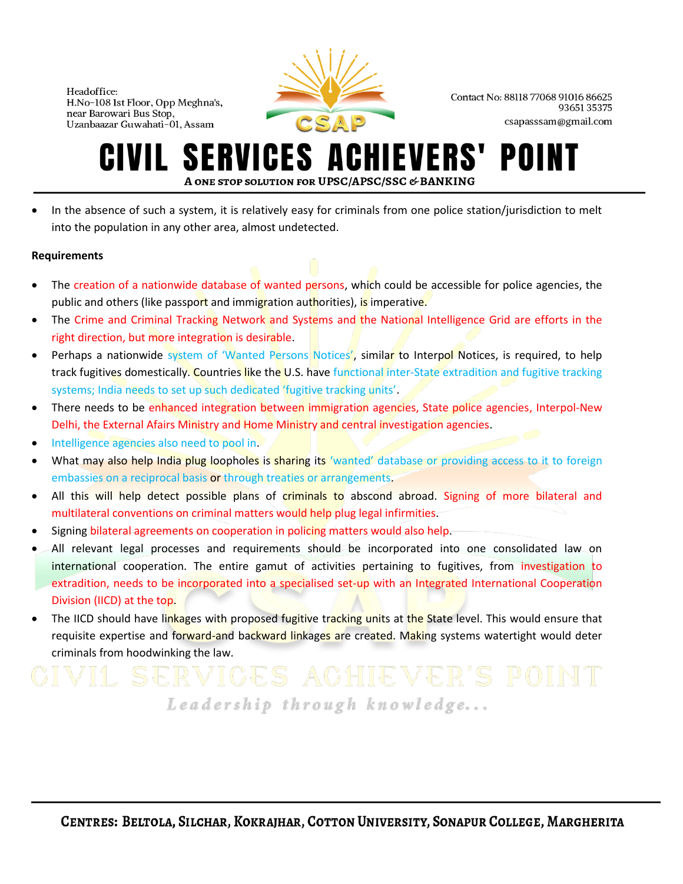- In the absence of such a system, it is relatively easy for criminals from one police station/jurisdiction to melt into the population in any other area, almost undetected.

**Requirements**

- The creation of a nationwide database of wanted persons, which could be accessible for police agencies, the public and others (like passport and immigration authorities), is imperative.
- The Crime and Criminal Tracking Network and Systems and the National Intelligence Grid are efforts in the right direction, but more integration is desirable.
- Perhaps a nationwide system of 'Wanted Persons Notices', similar to Interpol Notices, is required, to help track fugitives domestically. Countries like the U.S. have functional inter-State extradition and fugitive tracking systems; India needs to set up such dedicated 'fugitive tracking units'.
- There needs to be enhanced integration between immigration agencies, State police agencies, Interpol-New Delhi, the External Afairs Ministry and Home Ministry and central investigation agencies.
- Intelligence agencies also need to pool in.
- What may also help India plug loopholes is sharing its 'wanted' database or providing access to it to foreign embassies on a reciprocal basis or through treaties or arrangements.
- All this will help detect possible plans of criminals to abscond abroad. Signing of more bilateral and multilateral conventions on criminal matters would help plug legal infirmities.
- Signing bilateral agreements on cooperation in policing matters would also help.
- All relevant legal processes and requirements should be incorporated into one consolidated law on international cooperation. The entire gamut of activities pertaining to fugitives, from investigation to extradition, needs to be incorporated into a specialised set-up with an Integrated International Cooperation Division (IICD) at the top.
- The IICD should have linkages with proposed fugitive tracking units at the State level. This would ensure that requisite expertise and forward-and backward linkages are created. Making systems watertight would deter criminals from hoodwinking the law.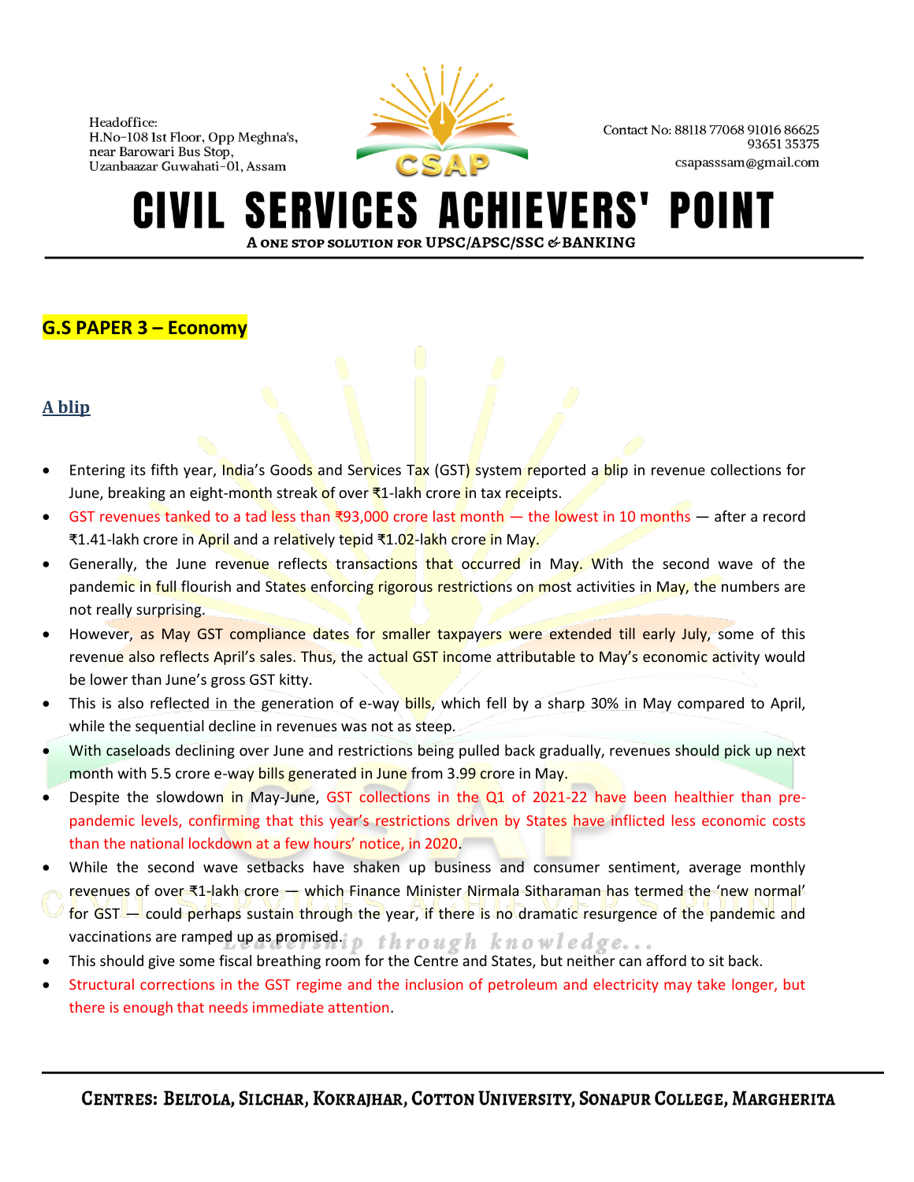## G.S PAPER 3 – Economy

### A blip

- Entering its fifth year, India's Goods and Services Tax (GST) system reported a blip in revenue collections for June, breaking an eight-month streak of over ₹1-lakh crore in tax receipts.
- GST revenues tanked to a tad less than ₹93,000 crore last month — the lowest in 10 months — after a record ₹1.41-lakh crore in April and a relatively tepid ₹1.02-lakh crore in May.
- Generally, the June revenue reflects transactions that occurred in May. With the second wave of the pandemic in full flourish and States enforcing rigorous restrictions on most activities in May, the numbers are not really surprising.
- However, as May GST compliance dates for smaller taxpayers were extended till early July, some of this revenue also reflects April's sales. Thus, the actual GST income attributable to May's economic activity would be lower than June's gross GST kitty.
- This is also reflected in the generation of e-way bills, which fell by a sharp 30% in May compared to April, while the sequential decline in revenues was not as steep.
- With caseloads declining over June and restrictions being pulled back gradually, revenues should pick up next month with 5.5 crore e-way bills generated in June from 3.99 crore in May.
- Despite the slowdown in May-June, GST collections in the Q1 of 2021-22 have been healthier than pre-pandemic levels, confirming that this year's restrictions driven by States have inflicted less economic costs than the national lockdown at a few hours' notice, in 2020.
- While the second wave setbacks have shaken up business and consumer sentiment, average monthly revenues of over ₹1-lakh crore — which Finance Minister Nirmala Sitharaman has termed the 'new normal' for GST — could perhaps sustain through the year, if there is no dramatic resurgence of the pandemic and vaccinations are ramped up as promised.
- This should give some fiscal breathing room for the Centre and States, but neither can afford to sit back.
- Structural corrections in the GST regime and the inclusion of petroleum and electricity may take longer, but there is enough that needs immediate attention.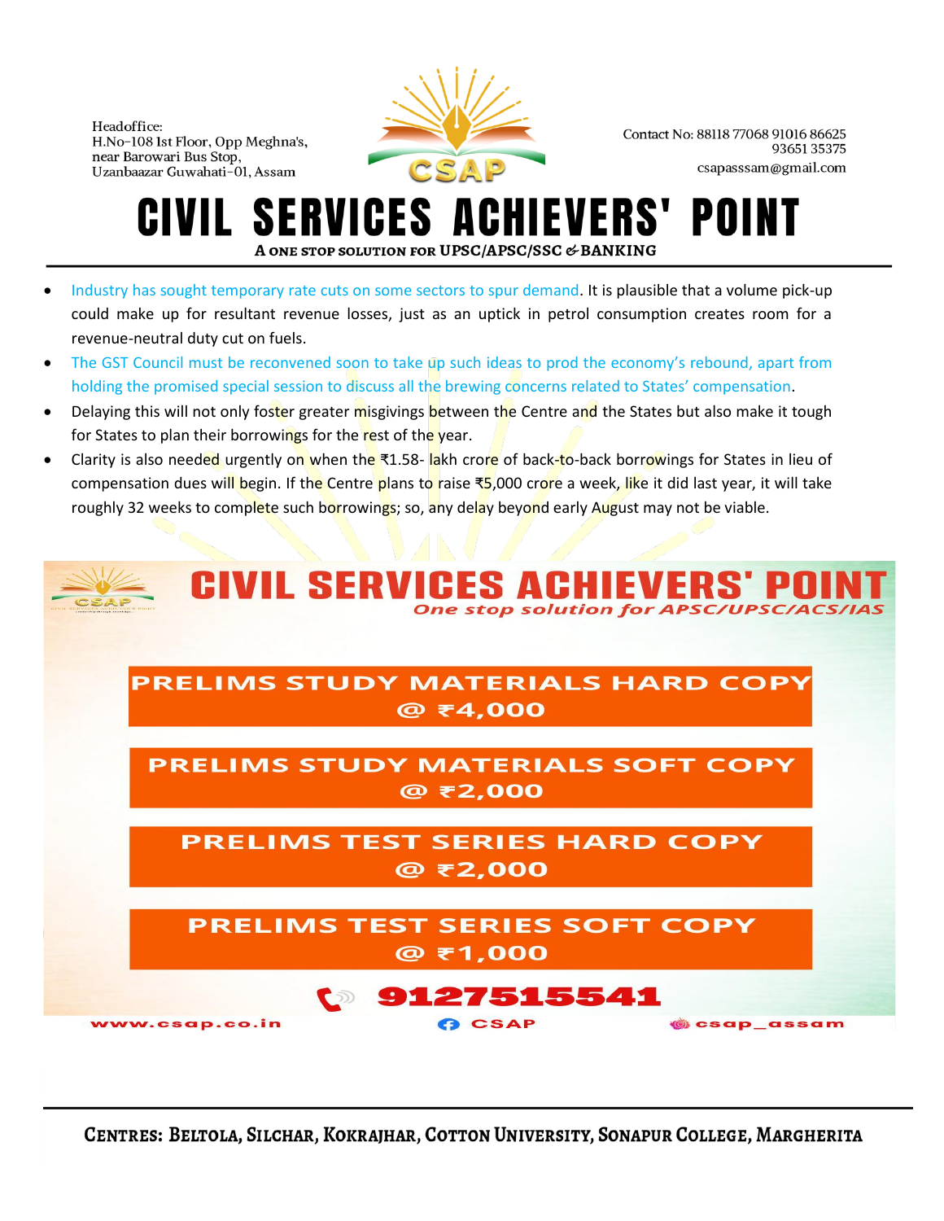- Industry has sought temporary rate cuts on some sectors to spur demand. It is plausible that a volume pick-up could make up for resultant revenue losses, just as an uptick in petrol consumption creates room for a revenue-neutral duty cut on fuels.
- The GST Council must be reconvened soon to take up such ideas to prod the economy's rebound, apart from holding the promised special session to discuss all the brewing concerns related to States' compensation.
- Delaying this will not only foster greater misgivings between the Centre and the States but also make it tough for States to plan their borrowings for the rest of the year.
- Clarity is also needed urgently on when the ₹1.58- lakh crore of back-to-back borrowings for States in lieu of compensation dues will begin. If the Centre plans to raise ₹5,000 crore a week, like it did last year, it will take roughly 32 weeks to complete such borrowings; so, any delay beyond early August may not be viable.

## CIVIL SERVICES ACHIEVERS' POINT

*One stop solution for APSC/UPSC/ACS/IAS*

**PRELIMS STUDY MATERIALS HARD COPY @ ₹4,000**

**PRELIMS STUDY MATERIALS SOFT COPY @ ₹2,000**

**PRELIMS TEST SERIES HARD COPY @ ₹2,000**

**PRELIMS TEST SERIES SOFT COPY @ ₹1,000**

**9127515541**

www.csap.co.in CSAP csap_assam